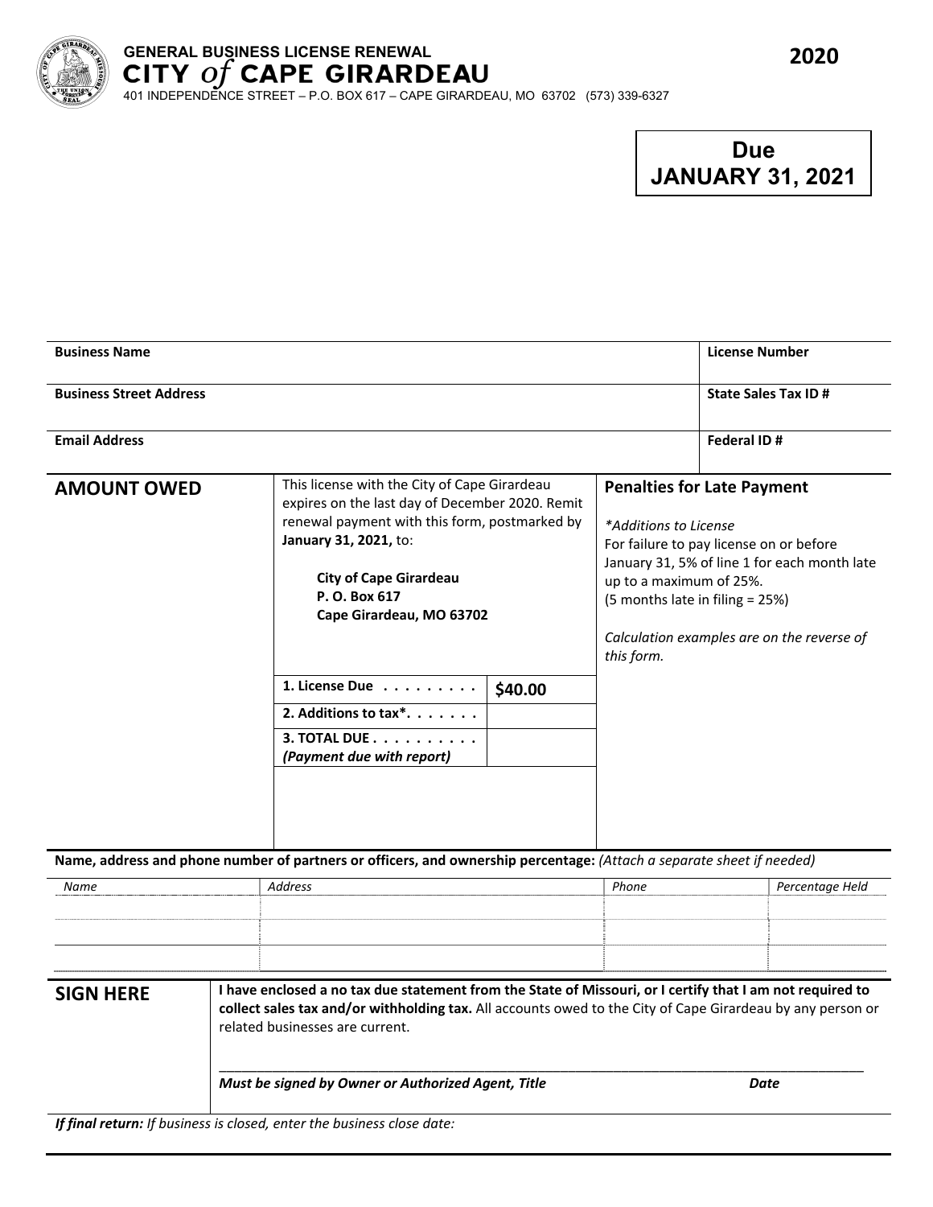# GENERAL BUSINESS LICENSE RENEWAL

## CITY *of* CAPE GIRARDEAU

401 INDEPENDENCE STREET – P.O. BOX 617 – CAPE GIRARDEAU, MO 63702 (573) 339-6327

**2020**

**Due JANUARY 31, 2021**

| **Business Name** | **License Number** |
|---|---|
| **Business Street Address** | **State Sales Tax ID #** |
| **Email Address** | **Federal ID #** |

## AMOUNT OWED

This license with the City of Cape Girardeau expires on the last day of December 2020. Remit renewal payment with this form, postmarked by **January 31, 2021,** to:

**City of Cape Girardeau**
**P. O. Box 617**
**Cape Girardeau, MO 63702**

| | |
|---|---|
| **1. License Due . . . . . . . . .** | **$40.00** |
| **2. Additions to tax*. . . . . . .** | |
| **3. TOTAL DUE . . . . . . . . . .** *(Payment due with report)* | |

**Penalties for Late Payment**

*\*Additions to License*

For failure to pay license on or before January 31, 5% of line 1 for each month late up to a maximum of 25%.
(5 months late in filing = 25%)

*Calculation examples are on the reverse of this form.*

**Name, address and phone number of partners or officers, and ownership percentage:** *(Attach a separate sheet if needed)*

| *Name* | *Address* | *Phone* | *Percentage Held* |
|---|---|---|---|
| | | | |
| | | | |
| | | | |

## SIGN HERE

**I have enclosed a no tax due statement from the State of Missouri, or I certify that I am not required to collect sales tax and/or withholding tax.** All accounts owed to the City of Cape Girardeau by any person or related businesses are current.

______________________________________________________________________________

***Must be signed by Owner or Authorized Agent, Title*** ***Date***

***If final return:*** *If business is closed, enter the business close date:*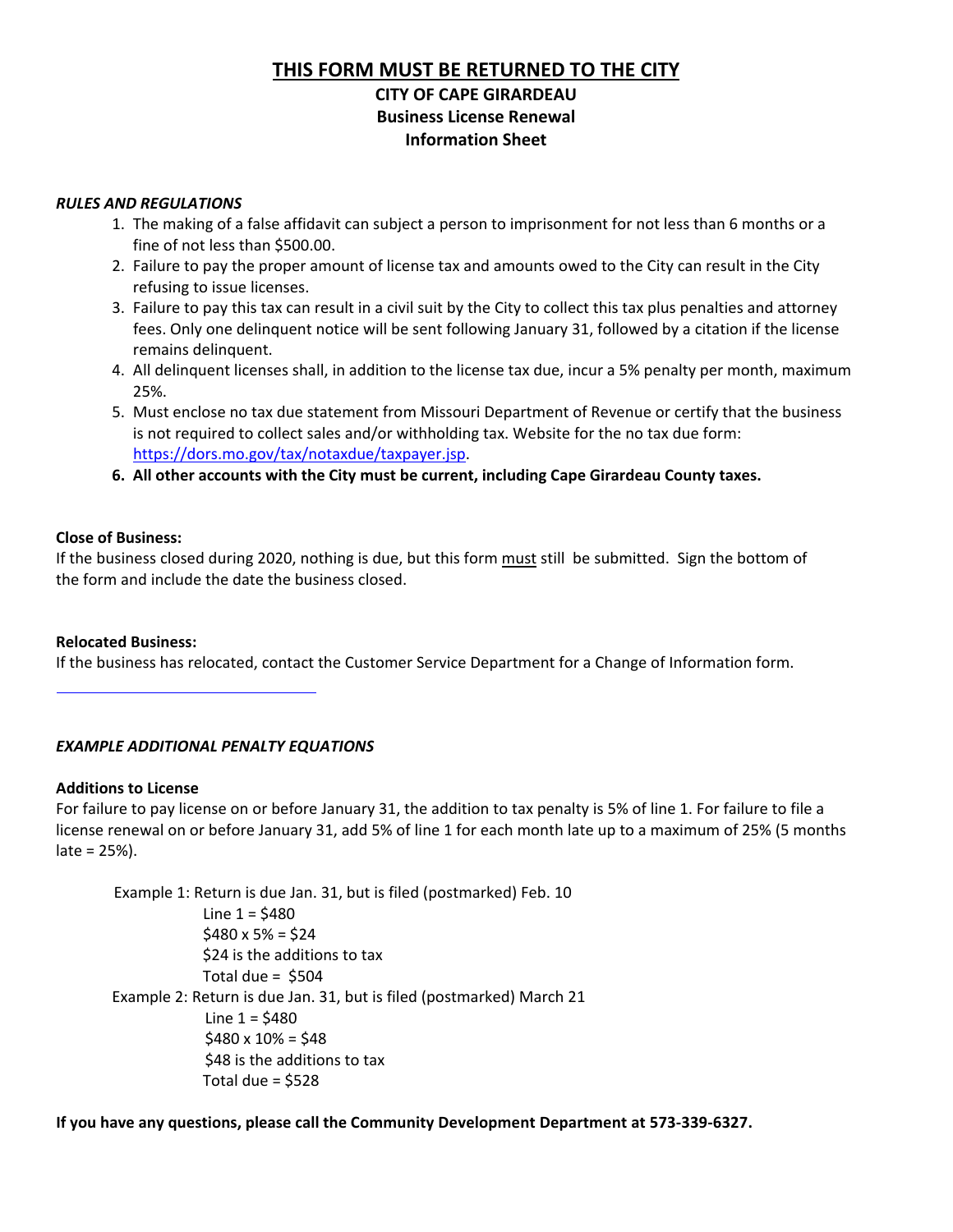# THIS FORM MUST BE RETURNED TO THE CITY

## CITY OF CAPE GIRARDEAU
## Business License Renewal
## Information Sheet

***RULES AND REGULATIONS***

1. The making of a false affidavit can subject a person to imprisonment for not less than 6 months or a fine of not less than $500.00.
2. Failure to pay the proper amount of license tax and amounts owed to the City can result in the City refusing to issue licenses.
3. Failure to pay this tax can result in a civil suit by the City to collect this tax plus penalties and attorney fees. Only one delinquent notice will be sent following January 31, followed by a citation if the license remains delinquent.
4. All delinquent licenses shall, in addition to the license tax due, incur a 5% penalty per month, maximum 25%.
5. Must enclose no tax due statement from Missouri Department of Revenue or certify that the business is not required to collect sales and/or withholding tax. Website for the no tax due form: https://dors.mo.gov/tax/notaxdue/taxpayer.jsp.
6. **All other accounts with the City must be current, including Cape Girardeau County taxes.**

**Close of Business:**
If the business closed during 2020, nothing is due, but this form must still be submitted. Sign the bottom of the form and include the date the business closed.

**Relocated Business:**
If the business has relocated, contact the Customer Service Department for a Change of Information form.

---

***EXAMPLE ADDITIONAL PENALTY EQUATIONS***

**Additions to License**
For failure to pay license on or before January 31, the addition to tax penalty is 5% of line 1. For failure to file a license renewal on or before January 31, add 5% of line 1 for each month late up to a maximum of 25% (5 months late = 25%).

Example 1: Return is due Jan. 31, but is filed (postmarked) Feb. 10
- Line 1 = $480
- $480 x 5% = $24
- $24 is the additions to tax
- Total due = $504

Example 2: Return is due Jan. 31, but is filed (postmarked) March 21
- Line 1 = $480
- $480 x 10% = $48
- $48 is the additions to tax
- Total due = $528

**If you have any questions, please call the Community Development Department at 573-339-6327.**